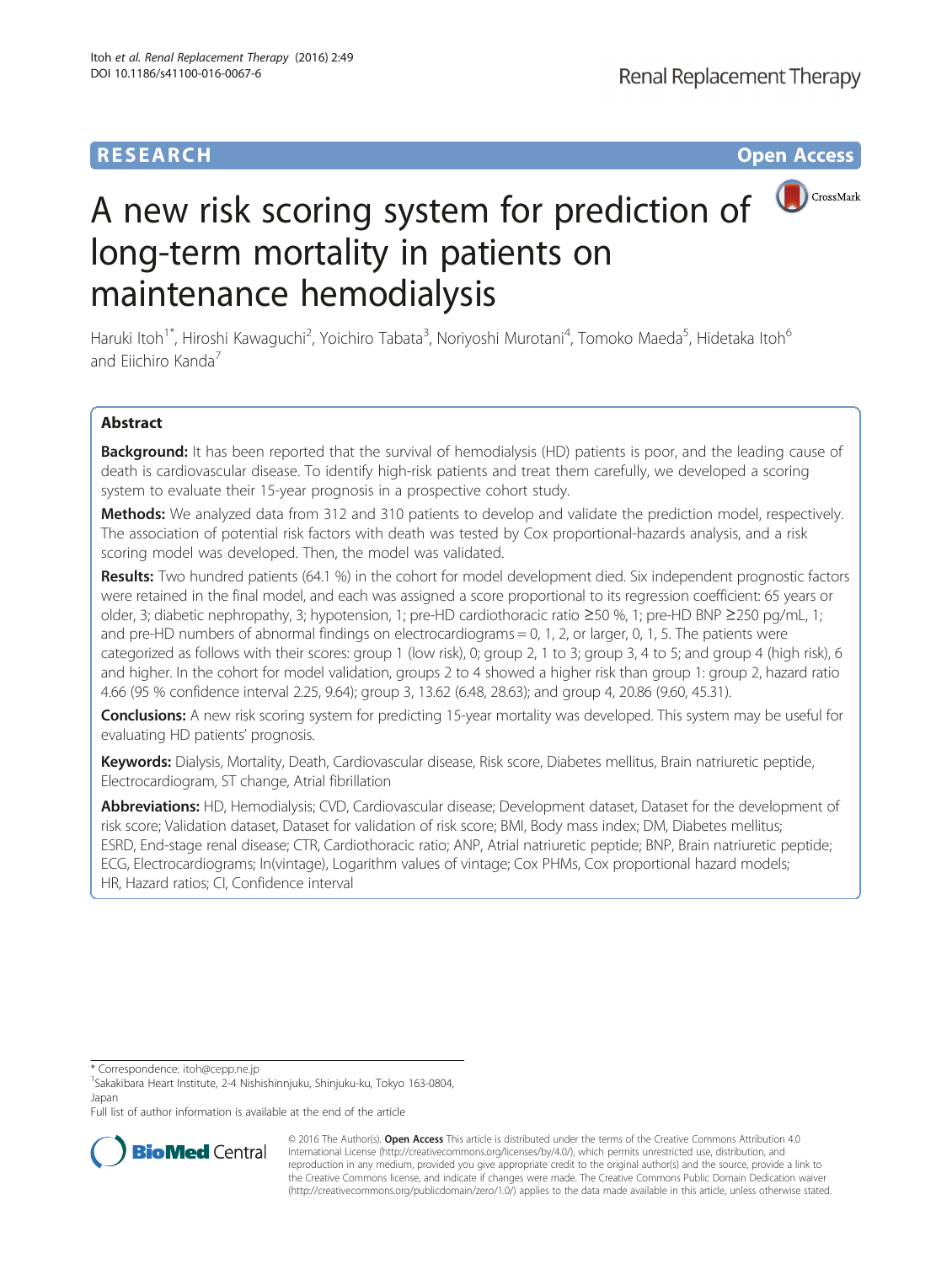RESEARCH Open Access

# A new risk scoring system for prediction of long-term mortality in patients on maintenance hemodialysis

Haruki Itoh[1*], Hiroshi Kawaguchi[2], Yoichiro Tabata[3], Noriyoshi Murotani[4], Tomoko Maeda[5], Hidetaka Itoh[6] and Eiichiro Kanda[7]

## Abstract

**Background:** It has been reported that the survival of hemodialysis (HD) patients is poor, and the leading cause of death is cardiovascular disease. To identify high-risk patients and treat them carefully, we developed a scoring system to evaluate their 15-year prognosis in a prospective cohort study.

**Methods:** We analyzed data from 312 and 310 patients to develop and validate the prediction model, respectively. The association of potential risk factors with death was tested by Cox proportional-hazards analysis, and a risk scoring model was developed. Then, the model was validated.

**Results:** Two hundred patients (64.1 %) in the cohort for model development died. Six independent prognostic factors were retained in the final model, and each was assigned a score proportional to its regression coefficient: 65 years or older, 3; diabetic nephropathy, 3; hypotension, 1; pre-HD cardiothoracic ratio ≥50 %, 1; pre-HD BNP ≥250 pg/mL, 1; and pre-HD numbers of abnormal findings on electrocardiograms = 0, 1, 2, or larger, 0, 1, 5. The patients were categorized as follows with their scores: group 1 (low risk), 0; group 2, 1 to 3; group 3, 4 to 5; and group 4 (high risk), 6 and higher. In the cohort for model validation, groups 2 to 4 showed a higher risk than group 1: group 2, hazard ratio 4.66 (95 % confidence interval 2.25, 9.64); group 3, 13.62 (6.48, 28.63); and group 4, 20.86 (9.60, 45.31).

**Conclusions:** A new risk scoring system for predicting 15-year mortality was developed. This system may be useful for evaluating HD patients' prognosis.

**Keywords:** Dialysis, Mortality, Death, Cardiovascular disease, Risk score, Diabetes mellitus, Brain natriuretic peptide, Electrocardiogram, ST change, Atrial fibrillation

**Abbreviations:** HD, Hemodialysis; CVD, Cardiovascular disease; Development dataset, Dataset for the development of risk score; Validation dataset, Dataset for validation of risk score; BMI, Body mass index; DM, Diabetes mellitus; ESRD, End-stage renal disease; CTR, Cardiothoracic ratio; ANP, Atrial natriuretic peptide; BNP, Brain natriuretic peptide; ECG, Electrocardiograms; ln(vintage), Logarithm values of vintage; Cox PHMs, Cox proportional hazard models; HR, Hazard ratios; CI, Confidence interval

\* Correspondence: itoh@cepp.ne.jp
[1]Sakakibara Heart Institute, 2-4 Nishishinnjuku, Shinjuku-ku, Tokyo 163-0804, Japan
Full list of author information is available at the end of the article

© 2016 The Author(s). **Open Access** This article is distributed under the terms of the Creative Commons Attribution 4.0 International License (http://creativecommons.org/licenses/by/4.0/), which permits unrestricted use, distribution, and reproduction in any medium, provided you give appropriate credit to the original author(s) and the source, provide a link to the Creative Commons license, and indicate if changes were made. The Creative Commons Public Domain Dedication waiver (http://creativecommons.org/publicdomain/zero/1.0/) applies to the data made available in this article, unless otherwise stated.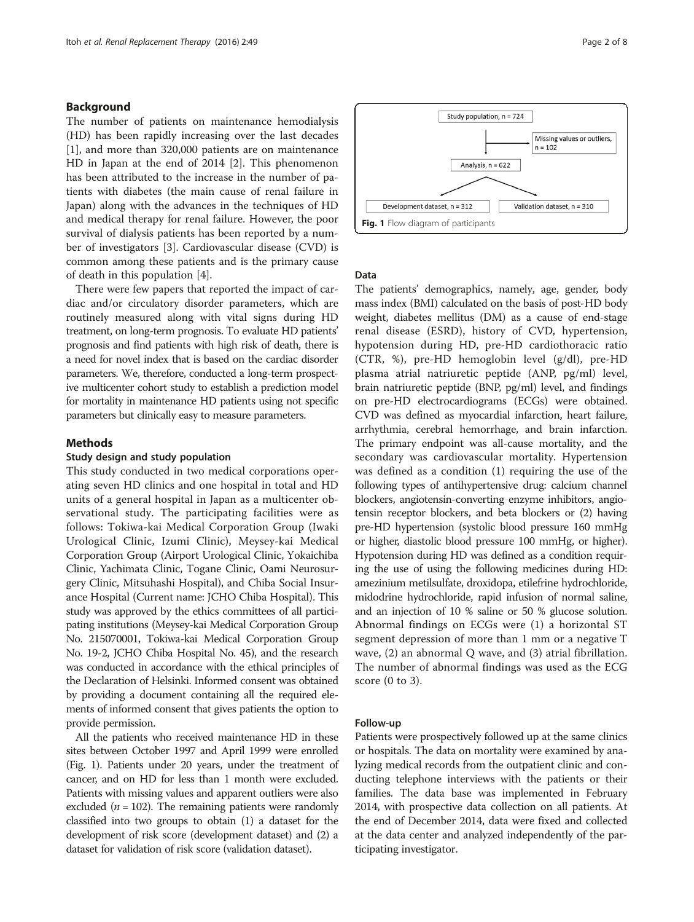## Background

The number of patients on maintenance hemodialysis (HD) has been rapidly increasing over the last decades [1], and more than 320,000 patients are on maintenance HD in Japan at the end of 2014 [2]. This phenomenon has been attributed to the increase in the number of patients with diabetes (the main cause of renal failure in Japan) along with the advances in the techniques of HD and medical therapy for renal failure. However, the poor survival of dialysis patients has been reported by a number of investigators [3]. Cardiovascular disease (CVD) is common among these patients and is the primary cause of death in this population [4].

There were few papers that reported the impact of cardiac and/or circulatory disorder parameters, which are routinely measured along with vital signs during HD treatment, on long-term prognosis. To evaluate HD patients' prognosis and find patients with high risk of death, there is a need for novel index that is based on the cardiac disorder parameters. We, therefore, conducted a long-term prospective multicenter cohort study to establish a prediction model for mortality in maintenance HD patients using not specific parameters but clinically easy to measure parameters.

## Methods

### Study design and study population

This study conducted in two medical corporations operating seven HD clinics and one hospital in total and HD units of a general hospital in Japan as a multicenter observational study. The participating facilities were as follows: Tokiwa-kai Medical Corporation Group (Iwaki Urological Clinic, Izumi Clinic), Meysey-kai Medical Corporation Group (Airport Urological Clinic, Yokaichiba Clinic, Yachimata Clinic, Togane Clinic, Oami Neurosurgery Clinic, Mitsuhashi Hospital), and Chiba Social Insurance Hospital (Current name: JCHO Chiba Hospital). This study was approved by the ethics committees of all participating institutions (Meysey-kai Medical Corporation Group No. 215070001, Tokiwa-kai Medical Corporation Group No. 19-2, JCHO Chiba Hospital No. 45), and the research was conducted in accordance with the ethical principles of the Declaration of Helsinki. Informed consent was obtained by providing a document containing all the required elements of informed consent that gives patients the option to provide permission.

All the patients who received maintenance HD in these sites between October 1997 and April 1999 were enrolled (Fig. 1). Patients under 20 years, under the treatment of cancer, and on HD for less than 1 month were excluded. Patients with missing values and apparent outliers were also excluded ($n = 102$). The remaining patients were randomly classified into two groups to obtain (1) a dataset for the development of risk score (development dataset) and (2) a dataset for validation of risk score (validation dataset).

Study population, n = 724 → Missing values or outliers, n = 102 → Analysis, n = 622 → Development dataset, n = 312; Validation dataset, n = 310

**Fig. 1** Flow diagram of participants

### Data

The patients' demographics, namely, age, gender, body mass index (BMI) calculated on the basis of post-HD body weight, diabetes mellitus (DM) as a cause of end-stage renal disease (ESRD), history of CVD, hypertension, hypotension during HD, pre-HD cardiothoracic ratio (CTR, %), pre-HD hemoglobin level (g/dl), pre-HD plasma atrial natriuretic peptide (ANP, pg/ml) level, brain natriuretic peptide (BNP, pg/ml) level, and findings on pre-HD electrocardiograms (ECGs) were obtained. CVD was defined as myocardial infarction, heart failure, arrhythmia, cerebral hemorrhage, and brain infarction. The primary endpoint was all-cause mortality, and the secondary was cardiovascular mortality. Hypertension was defined as a condition (1) requiring the use of the following types of antihypertensive drug: calcium channel blockers, angiotensin-converting enzyme inhibitors, angiotensin receptor blockers, and beta blockers or (2) having pre-HD hypertension (systolic blood pressure 160 mmHg or higher, diastolic blood pressure 100 mmHg, or higher). Hypotension during HD was defined as a condition requiring the use of using the following medicines during HD: amezinium metilsulfate, droxidopa, etilefrine hydrochloride, midodrine hydrochloride, rapid infusion of normal saline, and an injection of 10 % saline or 50 % glucose solution. Abnormal findings on ECGs were (1) a horizontal ST segment depression of more than 1 mm or a negative T wave, (2) an abnormal Q wave, and (3) atrial fibrillation. The number of abnormal findings was used as the ECG score (0 to 3).

### Follow-up

Patients were prospectively followed up at the same clinics or hospitals. The data on mortality were examined by analyzing medical records from the outpatient clinic and conducting telephone interviews with the patients or their families. The data base was implemented in February 2014, with prospective data collection on all patients. At the end of December 2014, data were fixed and collected at the data center and analyzed independently of the participating investigator.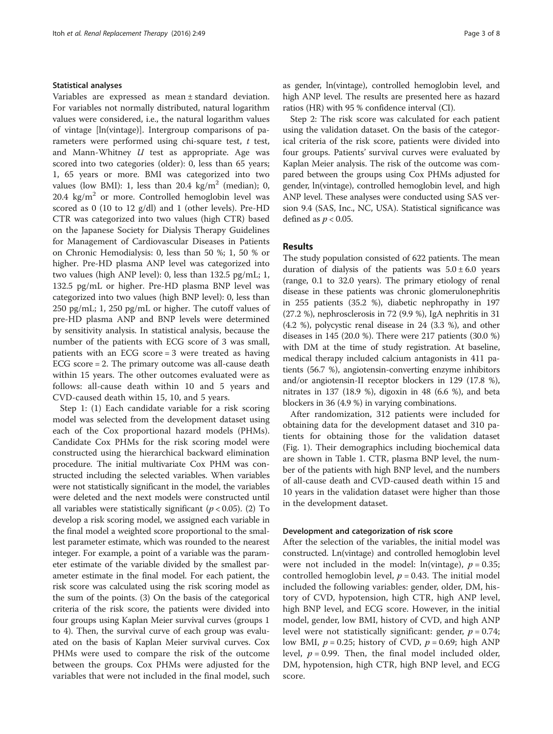### Statistical analyses

Variables are expressed as mean ± standard deviation. For variables not normally distributed, natural logarithm values were considered, i.e., the natural logarithm values of vintage [ln(vintage)]. Intergroup comparisons of parameters were performed using chi-square test, *t* test, and Mann-Whitney *U* test as appropriate. Age was scored into two categories (older): 0, less than 65 years; 1, 65 years or more. BMI was categorized into two values (low BMI): 1, less than 20.4 kg/m$^2$ (median); 0, 20.4 kg/m$^2$ or more. Controlled hemoglobin level was scored as 0 (10 to 12 g/dl) and 1 (other levels). Pre-HD CTR was categorized into two values (high CTR) based on the Japanese Society for Dialysis Therapy Guidelines for Management of Cardiovascular Diseases in Patients on Chronic Hemodialysis: 0, less than 50 %; 1, 50 % or higher. Pre-HD plasma ANP level was categorized into two values (high ANP level): 0, less than 132.5 pg/mL; 1, 132.5 pg/mL or higher. Pre-HD plasma BNP level was categorized into two values (high BNP level): 0, less than 250 pg/mL; 1, 250 pg/mL or higher. The cutoff values of pre-HD plasma ANP and BNP levels were determined by sensitivity analysis. In statistical analysis, because the number of the patients with ECG score of 3 was small, patients with an ECG score = 3 were treated as having ECG score = 2. The primary outcome was all-cause death within 15 years. The other outcomes evaluated were as follows: all-cause death within 10 and 5 years and CVD-caused death within 15, 10, and 5 years.

Step 1: (1) Each candidate variable for a risk scoring model was selected from the development dataset using each of the Cox proportional hazard models (PHMs). Candidate Cox PHMs for the risk scoring model were constructed using the hierarchical backward elimination procedure. The initial multivariate Cox PHM was constructed including the selected variables. When variables were not statistically significant in the model, the variables were deleted and the next models were constructed until all variables were statistically significant ($p < 0.05$). (2) To develop a risk scoring model, we assigned each variable in the final model a weighted score proportional to the smallest parameter estimate, which was rounded to the nearest integer. For example, a point of a variable was the parameter estimate of the variable divided by the smallest parameter estimate in the final model. For each patient, the risk score was calculated using the risk scoring model as the sum of the points. (3) On the basis of the categorical criteria of the risk score, the patients were divided into four groups using Kaplan Meier survival curves (groups 1 to 4). Then, the survival curve of each group was evaluated on the basis of Kaplan Meier survival curves. Cox PHMs were used to compare the risk of the outcome between the groups. Cox PHMs were adjusted for the variables that were not included in the final model, such as gender, ln(vintage), controlled hemoglobin level, and high ANP level. The results are presented here as hazard ratios (HR) with 95 % confidence interval (CI).

Step 2: The risk score was calculated for each patient using the validation dataset. On the basis of the categorical criteria of the risk score, patients were divided into four groups. Patients' survival curves were evaluated by Kaplan Meier analysis. The risk of the outcome was compared between the groups using Cox PHMs adjusted for gender, ln(vintage), controlled hemoglobin level, and high ANP level. These analyses were conducted using SAS version 9.4 (SAS, Inc., NC, USA). Statistical significance was defined as $p < 0.05$.

## Results

The study population consisted of 622 patients. The mean duration of dialysis of the patients was 5.0 ± 6.0 years (range, 0.1 to 32.0 years). The primary etiology of renal disease in these patients was chronic glomerulonephritis in 255 patients (35.2 %), diabetic nephropathy in 197 (27.2 %), nephrosclerosis in 72 (9.9 %), IgA nephritis in 31 (4.2 %), polycystic renal disease in 24 (3.3 %), and other diseases in 145 (20.0 %). There were 217 patients (30.0 %) with DM at the time of study registration. At baseline, medical therapy included calcium antagonists in 411 patients (56.7 %), angiotensin-converting enzyme inhibitors and/or angiotensin-II receptor blockers in 129 (17.8 %), nitrates in 137 (18.9 %), digoxin in 48 (6.6 %), and beta blockers in 36 (4.9 %) in varying combinations.

After randomization, 312 patients were included for obtaining data for the development dataset and 310 patients for obtaining those for the validation dataset (Fig. 1). Their demographics including biochemical data are shown in Table 1. CTR, plasma BNP level, the number of the patients with high BNP level, and the numbers of all-cause death and CVD-caused death within 15 and 10 years in the validation dataset were higher than those in the development dataset.

### Development and categorization of risk score

After the selection of the variables, the initial model was constructed. Ln(vintage) and controlled hemoglobin level were not included in the model: ln(vintage), $p = 0.35$; controlled hemoglobin level, $p = 0.43$. The initial model included the following variables: gender, older, DM, history of CVD, hypotension, high CTR, high ANP level, high BNP level, and ECG score. However, in the initial model, gender, low BMI, history of CVD, and high ANP level were not statistically significant: gender, $p = 0.74$; low BMI, $p = 0.25$; history of CVD, $p = 0.69$; high ANP level, $p = 0.99$. Then, the final model included older, DM, hypotension, high CTR, high BNP level, and ECG score.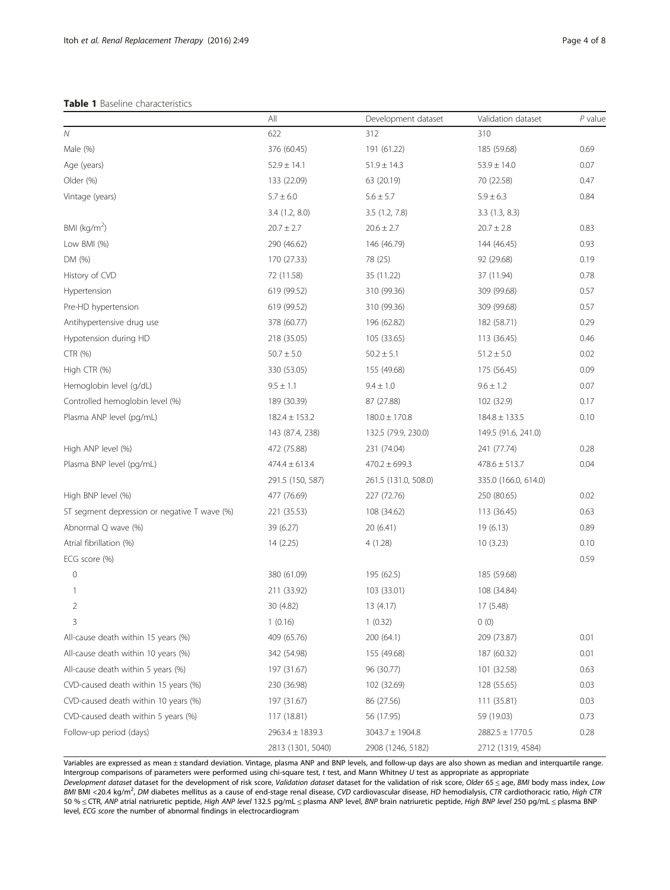**Table 1** Baseline characteristics

| | All | Development dataset | Validation dataset | *P* value |
|---|---|---|---|---|
| *N* | 622 | 312 | 310 | |
| Male (%) | 376 (60.45) | 191 (61.22) | 185 (59.68) | 0.69 |
| Age (years) | 52.9 ± 14.1 | 51.9 ± 14.3 | 53.9 ± 14.0 | 0.07 |
| Older (%) | 133 (22.09) | 63 (20.19) | 70 (22.58) | 0.47 |
| Vintage (years) | 5.7 ± 6.0 | 5.6 ± 5.7 | 5.9 ± 6.3 | 0.84 |
| | 3.4 (1.2, 8.0) | 3.5 (1.2, 7.8) | 3.3 (1.3, 8.3) | |
| BMI (kg/m$^2$) | 20.7 ± 2.7 | 20.6 ± 2.7 | 20.7 ± 2.8 | 0.83 |
| Low BMI (%) | 290 (46.62) | 146 (46.79) | 144 (46.45) | 0.93 |
| DM (%) | 170 (27.33) | 78 (25) | 92 (29.68) | 0.19 |
| History of CVD | 72 (11.58) | 35 (11.22) | 37 (11.94) | 0.78 |
| Hypertension | 619 (99.52) | 310 (99.36) | 309 (99.68) | 0.57 |
| Pre-HD hypertension | 619 (99.52) | 310 (99.36) | 309 (99.68) | 0.57 |
| Antihypertensive drug use | 378 (60.77) | 196 (62.82) | 182 (58.71) | 0.29 |
| Hypotension during HD | 218 (35.05) | 105 (33.65) | 113 (36.45) | 0.46 |
| CTR (%) | 50.7 ± 5.0 | 50.2 ± 5.1 | 51.2 ± 5.0 | 0.02 |
| High CTR (%) | 330 (53.05) | 155 (49.68) | 175 (56.45) | 0.09 |
| Hemoglobin level (g/dL) | 9.5 ± 1.1 | 9.4 ± 1.0 | 9.6 ± 1.2 | 0.07 |
| Controlled hemoglobin level (%) | 189 (30.39) | 87 (27.88) | 102 (32.9) | 0.17 |
| Plasma ANP level (pg/mL) | 182.4 ± 153.2 | 180.0 ± 170.8 | 184.8 ± 133.5 | 0.10 |
| | 143 (87.4, 238) | 132.5 (79.9, 230.0) | 149.5 (91.6, 241.0) | |
| High ANP level (%) | 472 (75.88) | 231 (74.04) | 241 (77.74) | 0.28 |
| Plasma BNP level (pg/mL) | 474.4 ± 613.4 | 470.2 ± 699.3 | 478.6 ± 513.7 | 0.04 |
| | 291.5 (150, 587) | 261.5 (131.0, 508.0) | 335.0 (166.0, 614.0) | |
| High BNP level (%) | 477 (76.69) | 227 (72.76) | 250 (80.65) | 0.02 |
| ST segment depression or negative T wave (%) | 221 (35.53) | 108 (34.62) | 113 (36.45) | 0.63 |
| Abnormal Q wave (%) | 39 (6.27) | 20 (6.41) | 19 (6.13) | 0.89 |
| Atrial fibrillation (%) | 14 (2.25) | 4 (1.28) | 10 (3.23) | 0.10 |
| ECG score (%) | | | | 0.59 |
| 0 | 380 (61.09) | 195 (62.5) | 185 (59.68) | |
| 1 | 211 (33.92) | 103 (33.01) | 108 (34.84) | |
| 2 | 30 (4.82) | 13 (4.17) | 17 (5.48) | |
| 3 | 1 (0.16) | 1 (0.32) | 0 (0) | |
| All-cause death within 15 years (%) | 409 (65.76) | 200 (64.1) | 209 (73.87) | 0.01 |
| All-cause death within 10 years (%) | 342 (54.98) | 155 (49.68) | 187 (60.32) | 0.01 |
| All-cause death within 5 years (%) | 197 (31.67) | 96 (30.77) | 101 (32.58) | 0.63 |
| CVD-caused death within 15 years (%) | 230 (36.98) | 102 (32.69) | 128 (55.65) | 0.03 |
| CVD-caused death within 10 years (%) | 197 (31.67) | 86 (27.56) | 111 (35.81) | 0.03 |
| CVD-caused death within 5 years (%) | 117 (18.81) | 56 (17.95) | 59 (19.03) | 0.73 |
| Follow-up period (days) | 2963.4 ± 1839.3 | 3043.7 ± 1904.8 | 2882.5 ± 1770.5 | 0.28 |
| | 2813 (1301, 5040) | 2908 (1246, 5182) | 2712 (1319, 4584) | |

Variables are expressed as mean ± standard deviation. Vintage, plasma ANP and BNP levels, and follow-up days are also shown as median and interquartile range. Intergroup comparisons of parameters were performed using chi-square test, *t* test, and Mann Whitney *U* test as appropriate as appropriate

*Development dataset* dataset for the development of risk score, *Validation dataset* dataset for the validation of risk score, *Older* 65 ≤ age, *BMI* body mass index, *Low BMI* BMI <20.4 kg/m$^2$, *DM* diabetes mellitus as a cause of end-stage renal disease, *CVD* cardiovascular disease, *HD* hemodialysis, *CTR* cardiothoracic ratio, *High CTR* 50 % ≤ CTR, *ANP* atrial natriuretic peptide, *High ANP level* 132.5 pg/mL ≤ plasma ANP level, *BNP* brain natriuretic peptide, *High BNP level* 250 pg/mL ≤ plasma BNP level, *ECG score* the number of abnormal findings in electrocardiogram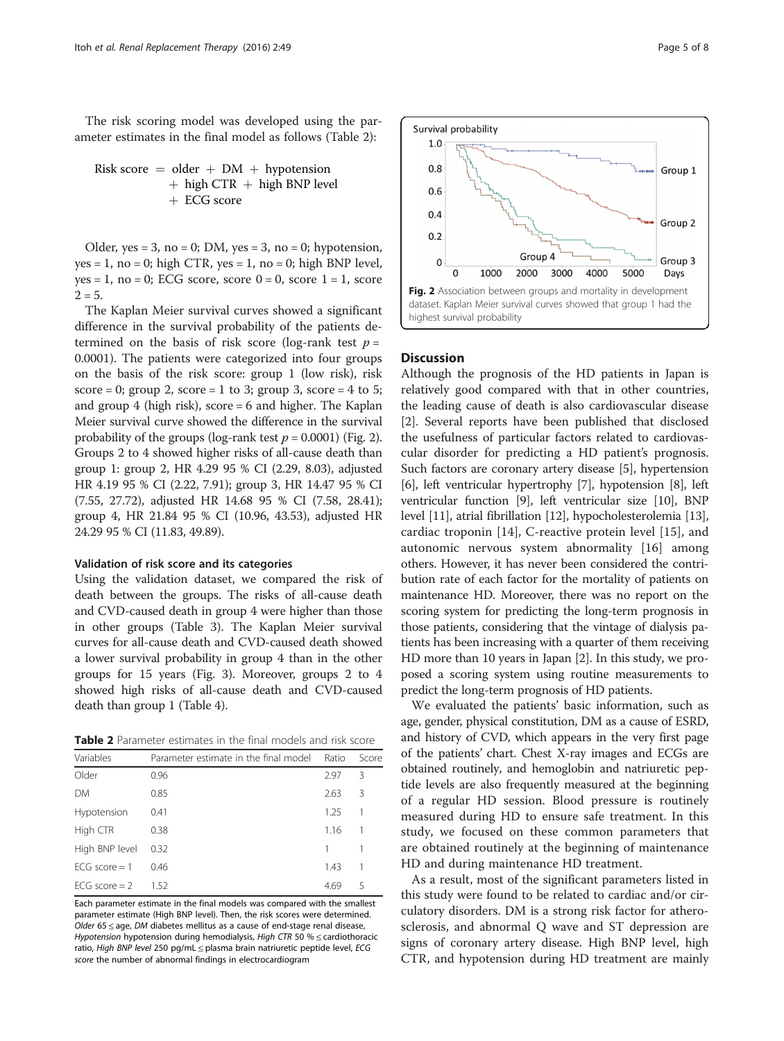The risk scoring model was developed using the parameter estimates in the final model as follows (Table 2):

$$\text{Risk score} = \text{older} + \text{DM} + \text{hypotension} + \text{high CTR} + \text{high BNP level} + \text{ECG score}$$

Older, yes = 3, no = 0; DM, yes = 3, no = 0; hypotension, yes = 1, no = 0; high CTR, yes = 1, no = 0; high BNP level, yes = 1, no = 0; ECG score, score 0 = 0, score 1 = 1, score 2 = 5.

The Kaplan Meier survival curves showed a significant difference in the survival probability of the patients determined on the basis of risk score (log-rank test $p$ = 0.0001). The patients were categorized into four groups on the basis of the risk score: group 1 (low risk), risk score = 0; group 2, score = 1 to 3; group 3, score = 4 to 5; and group 4 (high risk), score = 6 and higher. The Kaplan Meier survival curve showed the difference in the survival probability of the groups (log-rank test $p$ = 0.0001) (Fig. 2). Groups 2 to 4 showed higher risks of all-cause death than group 1: group 2, HR 4.29 95 % CI (2.29, 8.03), adjusted HR 4.19 95 % CI (2.22, 7.91); group 3, HR 14.47 95 % CI (7.55, 27.72), adjusted HR 14.68 95 % CI (7.58, 28.41); group 4, HR 21.84 95 % CI (10.96, 43.53), adjusted HR 24.29 95 % CI (11.83, 49.89).

### Validation of risk score and its categories

Using the validation dataset, we compared the risk of death between the groups. The risks of all-cause death and CVD-caused death in group 4 were higher than those in other groups (Table 3). The Kaplan Meier survival curves for all-cause death and CVD-caused death showed a lower survival probability in group 4 than in the other groups for 15 years (Fig. 3). Moreover, groups 2 to 4 showed high risks of all-cause death and CVD-caused death than group 1 (Table 4).

**Table 2** Parameter estimates in the final models and risk score

| Variables | Parameter estimate in the final model | Ratio | Score |
|---|---|---|---|
| Older | 0.96 | 2.97 | 3 |
| DM | 0.85 | 2.63 | 3 |
| Hypotension | 0.41 | 1.25 | 1 |
| High CTR | 0.38 | 1.16 | 1 |
| High BNP level | 0.32 | 1 | 1 |
| ECG score = 1 | 0.46 | 1.43 | 1 |
| ECG score = 2 | 1.52 | 4.69 | 5 |

Each parameter estimate in the final models was compared with the smallest parameter estimate (High BNP level). Then, the risk scores were determined. *Older* 65 ≤ age, *DM* diabetes mellitus as a cause of end-stage renal disease, *Hypotension* hypotension during hemodialysis, *High CTR* 50 % ≤ cardiothoracic ratio, *High BNP level* 250 pg/mL ≤ plasma brain natriuretic peptide level, *ECG score* the number of abnormal findings in electrocardiogram

**Fig. 2** Association between groups and mortality in development dataset. Kaplan Meier survival curves showed that group 1 had the highest survival probability

## Discussion

Although the prognosis of the HD patients in Japan is relatively good compared with that in other countries, the leading cause of death is also cardiovascular disease [2]. Several reports have been published that disclosed the usefulness of particular factors related to cardiovascular disorder for predicting a HD patient's prognosis. Such factors are coronary artery disease [5], hypertension [6], left ventricular hypertrophy [7], hypotension [8], left ventricular function [9], left ventricular size [10], BNP level [11], atrial fibrillation [12], hypocholesterolemia [13], cardiac troponin [14], C-reactive protein level [15], and autonomic nervous system abnormality [16] among others. However, it has never been considered the contribution rate of each factor for the mortality of patients on maintenance HD. Moreover, there was no report on the scoring system for predicting the long-term prognosis in those patients, considering that the vintage of dialysis patients has been increasing with a quarter of them receiving HD more than 10 years in Japan [2]. In this study, we proposed a scoring system using routine measurements to predict the long-term prognosis of HD patients.

We evaluated the patients' basic information, such as age, gender, physical constitution, DM as a cause of ESRD, and history of CVD, which appears in the very first page of the patients' chart. Chest X-ray images and ECGs are obtained routinely, and hemoglobin and natriuretic peptide levels are also frequently measured at the beginning of a regular HD session. Blood pressure is routinely measured during HD to ensure safe treatment. In this study, we focused on these common parameters that are obtained routinely at the beginning of maintenance HD and during maintenance HD treatment.

As a result, most of the significant parameters listed in this study were found to be related to cardiac and/or circulatory disorders. DM is a strong risk factor for atherosclerosis, and abnormal Q wave and ST depression are signs of coronary artery disease. High BNP level, high CTR, and hypotension during HD treatment are mainly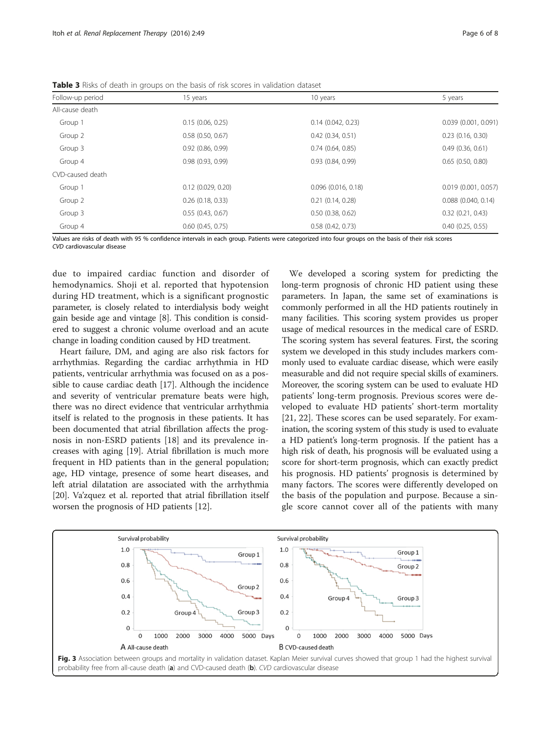**Table 3** Risks of death in groups on the basis of risk scores in validation dataset

| Follow-up period | 15 years | 10 years | 5 years |
|---|---|---|---|
| All-cause death | | | |
| Group 1 | 0.15 (0.06, 0.25) | 0.14 (0.042, 0.23) | 0.039 (0.001, 0.091) |
| Group 2 | 0.58 (0.50, 0.67) | 0.42 (0.34, 0.51) | 0.23 (0.16, 0.30) |
| Group 3 | 0.92 (0.86, 0.99) | 0.74 (0.64, 0.85) | 0.49 (0.36, 0.61) |
| Group 4 | 0.98 (0.93, 0.99) | 0.93 (0.84, 0.99) | 0.65 (0.50, 0.80) |
| CVD-caused death | | | |
| Group 1 | 0.12 (0.029, 0.20) | 0.096 (0.016, 0.18) | 0.019 (0.001, 0.057) |
| Group 2 | 0.26 (0.18, 0.33) | 0.21 (0.14, 0.28) | 0.088 (0.040, 0.14) |
| Group 3 | 0.55 (0.43, 0.67) | 0.50 (0.38, 0.62) | 0.32 (0.21, 0.43) |
| Group 4 | 0.60 (0.45, 0.75) | 0.58 (0.42, 0.73) | 0.40 (0.25, 0.55) |

Values are risks of death with 95 % confidence intervals in each group. Patients were categorized into four groups on the basis of their risk scores
*CVD* cardiovascular disease

due to impaired cardiac function and disorder of hemodynamics. Shoji et al. reported that hypotension during HD treatment, which is a significant prognostic parameter, is closely related to interdialysis body weight gain beside age and vintage [8]. This condition is considered to suggest a chronic volume overload and an acute change in loading condition caused by HD treatment.

Heart failure, DM, and aging are also risk factors for arrhythmias. Regarding the cardiac arrhythmia in HD patients, ventricular arrhythmia was focused on as a possible to cause cardiac death [17]. Although the incidence and severity of ventricular premature beats were high, there was no direct evidence that ventricular arrhythmia itself is related to the prognosis in these patients. It has been documented that atrial fibrillation affects the prognosis in non-ESRD patients [18] and its prevalence increases with aging [19]. Atrial fibrillation is much more frequent in HD patients than in the general population; age, HD vintage, presence of some heart diseases, and left atrial dilatation are associated with the arrhythmia [20]. Va'zquez et al. reported that atrial fibrillation itself worsen the prognosis of HD patients [12].

We developed a scoring system for predicting the long-term prognosis of chronic HD patient using these parameters. In Japan, the same set of examinations is commonly performed in all the HD patients routinely in many facilities. This scoring system provides us proper usage of medical resources in the medical care of ESRD. The scoring system has several features. First, the scoring system we developed in this study includes markers commonly used to evaluate cardiac disease, which were easily measurable and did not require special skills of examiners. Moreover, the scoring system can be used to evaluate HD patients' long-term prognosis. Previous scores were developed to evaluate HD patients' short-term mortality [21, 22]. These scores can be used separately. For examination, the scoring system of this study is used to evaluate a HD patient's long-term prognosis. If the patient has a high risk of death, his prognosis will be evaluated using a score for short-term prognosis, which can exactly predict his prognosis. HD patients' prognosis is determined by many factors. The scores were differently developed on the basis of the population and purpose. Because a single score cannot cover all of the patients with many

**Fig. 3** Association between groups and mortality in validation dataset. Kaplan Meier survival curves showed that group 1 had the highest survival probability free from all-cause death (**a**) and CVD-caused death (**b**). *CVD* cardiovascular disease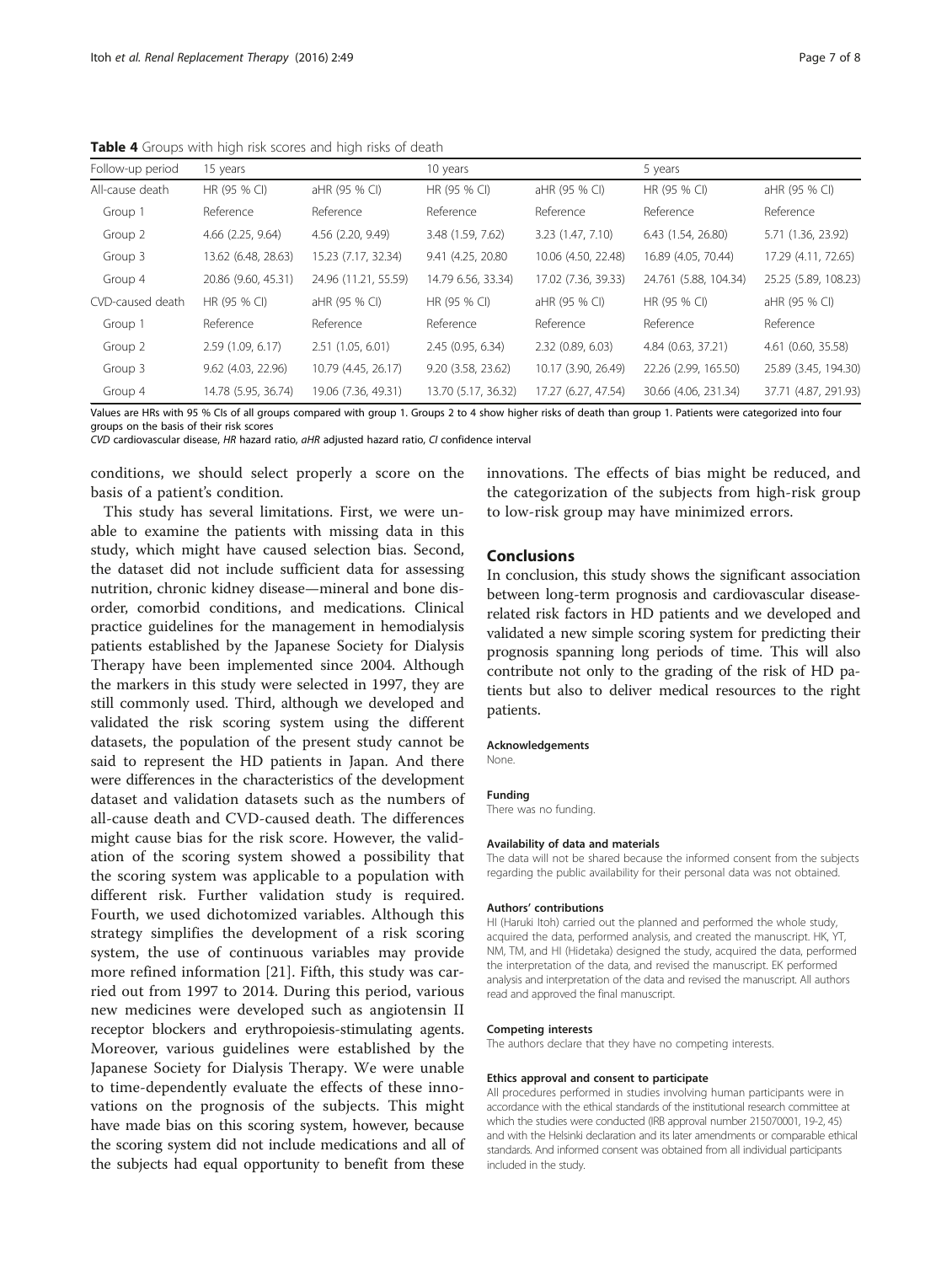**Table 4** Groups with high risk scores and high risks of death

| Follow-up period | 15 years | | 10 years | | 5 years | |
|---|---|---|---|---|---|---|
| All-cause death | HR (95 % CI) | aHR (95 % CI) | HR (95 % CI) | aHR (95 % CI) | HR (95 % CI) | aHR (95 % CI) |
| Group 1 | Reference | Reference | Reference | Reference | Reference | Reference |
| Group 2 | 4.66 (2.25, 9.64) | 4.56 (2.20, 9.49) | 3.48 (1.59, 7.62) | 3.23 (1.47, 7.10) | 6.43 (1.54, 26.80) | 5.71 (1.36, 23.92) |
| Group 3 | 13.62 (6.48, 28.63) | 15.23 (7.17, 32.34) | 9.41 (4.25, 20.80 | 10.06 (4.50, 22.48) | 16.89 (4.05, 70.44) | 17.29 (4.11, 72.65) |
| Group 4 | 20.86 (9.60, 45.31) | 24.96 (11.21, 55.59) | 14.79 6.56, 33.34) | 17.02 (7.36, 39.33) | 24.761 (5.88, 104.34) | 25.25 (5.89, 108.23) |
| CVD-caused death | HR (95 % CI) | aHR (95 % CI) | HR (95 % CI) | aHR (95 % CI) | HR (95 % CI) | aHR (95 % CI) |
| Group 1 | Reference | Reference | Reference | Reference | Reference | Reference |
| Group 2 | 2.59 (1.09, 6.17) | 2.51 (1.05, 6.01) | 2.45 (0.95, 6.34) | 2.32 (0.89, 6.03) | 4.84 (0.63, 37.21) | 4.61 (0.60, 35.58) |
| Group 3 | 9.62 (4.03, 22.96) | 10.79 (4.45, 26.17) | 9.20 (3.58, 23.62) | 10.17 (3.90, 26.49) | 22.26 (2.99, 165.50) | 25.89 (3.45, 194.30) |
| Group 4 | 14.78 (5.95, 36.74) | 19.06 (7.36, 49.31) | 13.70 (5.17, 36.32) | 17.27 (6.27, 47.54) | 30.66 (4.06, 231.34) | 37.71 (4.87, 291.93) |

Values are HRs with 95 % CIs of all groups compared with group 1. Groups 2 to 4 show higher risks of death than group 1. Patients were categorized into four groups on the basis of their risk scores

*CVD* cardiovascular disease, *HR* hazard ratio, *aHR* adjusted hazard ratio, *CI* confidence interval

conditions, we should select properly a score on the basis of a patient's condition.

This study has several limitations. First, we were unable to examine the patients with missing data in this study, which might have caused selection bias. Second, the dataset did not include sufficient data for assessing nutrition, chronic kidney disease—mineral and bone disorder, comorbid conditions, and medications. Clinical practice guidelines for the management in hemodialysis patients established by the Japanese Society for Dialysis Therapy have been implemented since 2004. Although the markers in this study were selected in 1997, they are still commonly used. Third, although we developed and validated the risk scoring system using the different datasets, the population of the present study cannot be said to represent the HD patients in Japan. And there were differences in the characteristics of the development dataset and validation datasets such as the numbers of all-cause death and CVD-caused death. The differences might cause bias for the risk score. However, the validation of the scoring system showed a possibility that the scoring system was applicable to a population with different risk. Further validation study is required. Fourth, we used dichotomized variables. Although this strategy simplifies the development of a risk scoring system, the use of continuous variables may provide more refined information [21]. Fifth, this study was carried out from 1997 to 2014. During this period, various new medicines were developed such as angiotensin II receptor blockers and erythropoiesis-stimulating agents. Moreover, various guidelines were established by the Japanese Society for Dialysis Therapy. We were unable to time-dependently evaluate the effects of these innovations on the prognosis of the subjects. This might have made bias on this scoring system, however, because the scoring system did not include medications and all of the subjects had equal opportunity to benefit from these innovations. The effects of bias might be reduced, and the categorization of the subjects from high-risk group to low-risk group may have minimized errors.

## Conclusions

In conclusion, this study shows the significant association between long-term prognosis and cardiovascular disease-related risk factors in HD patients and we developed and validated a new simple scoring system for predicting their prognosis spanning long periods of time. This will also contribute not only to the grading of the risk of HD patients but also to deliver medical resources to the right patients.

#### Acknowledgements

None.

#### Funding

There was no funding.

#### Availability of data and materials

The data will not be shared because the informed consent from the subjects regarding the public availability for their personal data was not obtained.

#### Authors' contributions

HI (Haruki Itoh) carried out the planned and performed the whole study, acquired the data, performed analysis, and created the manuscript. HK, YT, NM, TM, and HI (Hidetaka) designed the study, acquired the data, performed the interpretation of the data, and revised the manuscript. EK performed analysis and interpretation of the data and revised the manuscript. All authors read and approved the final manuscript.

#### Competing interests

The authors declare that they have no competing interests.

#### Ethics approval and consent to participate

All procedures performed in studies involving human participants were in accordance with the ethical standards of the institutional research committee at which the studies were conducted (IRB approval number 215070001, 19-2, 45) and with the Helsinki declaration and its later amendments or comparable ethical standards. And informed consent was obtained from all individual participants included in the study.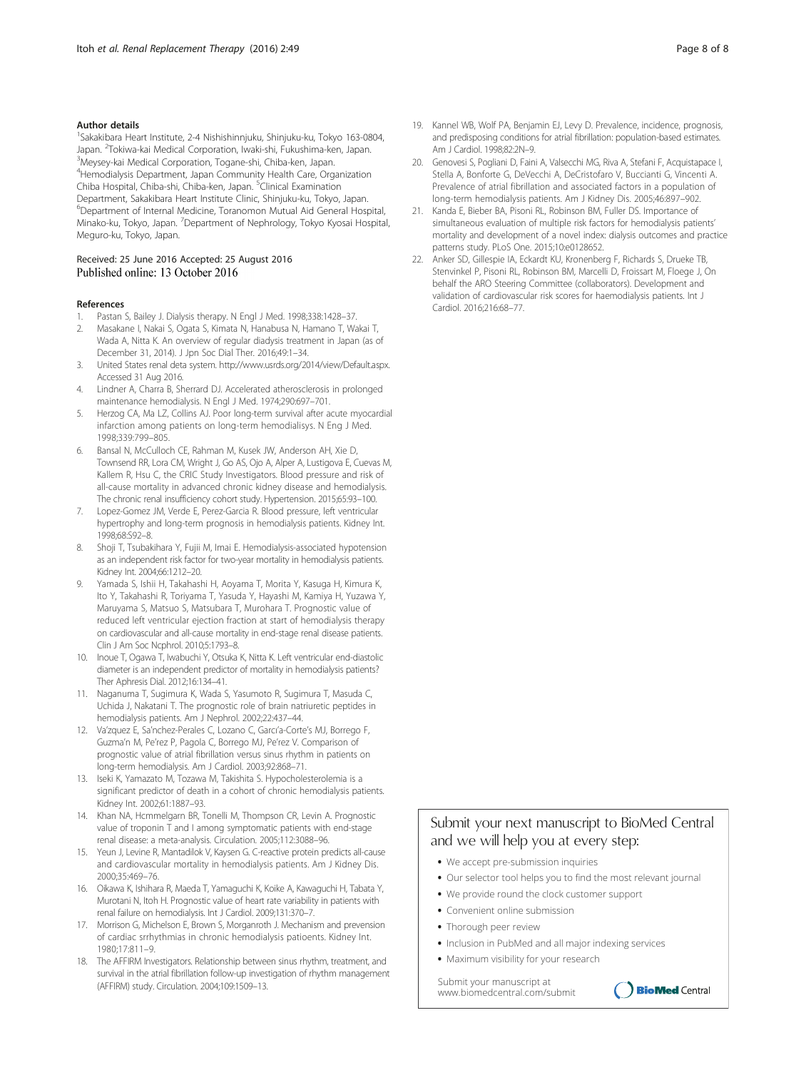#### Author details

[1]Sakakibara Heart Institute, 2-4 Nishishinnjuku, Shinjuku-ku, Tokyo 163-0804, Japan. [2]Tokiwa-kai Medical Corporation, Iwaki-shi, Fukushima-ken, Japan. [3]Meysey-kai Medical Corporation, Togane-shi, Chiba-ken, Japan. [4]Hemodialysis Department, Japan Community Health Care, Organization Chiba Hospital, Chiba-shi, Chiba-ken, Japan. [5]Clinical Examination Department, Sakakibara Heart Institute Clinic, Shinjuku-ku, Tokyo, Japan. [6]Department of Internal Medicine, Toranomon Mutual Aid General Hospital, Minako-ku, Tokyo, Japan. [7]Department of Nephrology, Tokyo Kyosai Hospital, Meguro-ku, Tokyo, Japan.

Received: 25 June 2016 Accepted: 25 August 2016
Published online: 13 October 2016

#### References

1. Pastan S, Bailey J. Dialysis therapy. N Engl J Med. 1998;338:1428–37.
2. Masakane I, Nakai S, Ogata S, Kimata N, Hanabusa N, Hamano T, Wakai T, Wada A, Nitta K. An overview of regular diadysis treatment in Japan (as of December 31, 2014). J Jpn Soc Dial Ther. 2016;49:1–34.
3. United States renal deta system. http://www.usrds.org/2014/view/Default.aspx. Accessed 31 Aug 2016.
4. Lindner A, Charra B, Sherrard DJ. Accelerated atherosclerosis in prolonged maintenance hemodialysis. N Engl J Med. 1974;290:697–701.
5. Herzog CA, Ma LZ, Collins AJ. Poor long-term survival after acute myocardial infarction among patients on long-term hemodialisys. N Eng J Med. 1998;339:799–805.
6. Bansal N, McCulloch CE, Rahman M, Kusek JW, Anderson AH, Xie D, Townsend RR, Lora CM, Wright J, Go AS, Ojo A, Alper A, Lustigova E, Cuevas M, Kallem R, Hsu C, the CRIC Study Investigators. Blood pressure and risk of all-cause mortality in advanced chronic kidney disease and hemodialysis. The chronic renal insufficiency cohort study. Hypertension. 2015;65:93–100.
7. Lopez-Gomez JM, Verde E, Perez-Garcia R. Blood pressure, left ventricular hypertrophy and long-term prognosis in hemodialysis patients. Kidney Int. 1998;68:S92–8.
8. Shoji T, Tsubakihara Y, Fujii M, Imai E. Hemodialysis-associated hypotension as an independent risk factor for two-year mortality in hemodialysis patients. Kidney Int. 2004;66:1212–20.
9. Yamada S, Ishii H, Takahashi H, Aoyama T, Morita Y, Kasuga H, Kimura K, Ito Y, Takahashi R, Toriyama T, Yasuda Y, Hayashi M, Kamiya H, Yuzawa Y, Maruyama S, Matsuo S, Matsubara T, Murohara T. Prognostic value of reduced left ventricular ejection fraction at start of hemodialysis therapy on cardiovascular and all-cause mortality in end-stage renal disease patients. Clin J Am Soc Ncphrol. 2010;5:1793–8.
10. Inoue T, Ogawa T, Iwabuchi Y, Otsuka K, Nitta K. Left ventricular end-diastolic diameter is an independent predictor of mortality in hemodialysis patients? Ther Aphresis Dial. 2012;16:134–41.
11. Naganuma T, Sugimura K, Wada S, Yasumoto R, Sugimura T, Masuda C, Uchida J, Nakatani T. The prognostic role of brain natriuretic peptides in hemodialysis patients. Am J Nephrol. 2002;22:437–44.
12. Va'zquez E, Sa'nchez-Perales C, Lozano C, Garci'a-Corte's MJ, Borrego F, Guzma'n M, Pe'rez P, Pagola C, Borrego MJ, Pe'rez V. Comparison of prognostic value of atrial fibrillation versus sinus rhythm in patients on long-term hemodialysis. Am J Cardiol. 2003;92:868–71.
13. Iseki K, Yamazato M, Tozawa M, Takishita S. Hypocholesterolemia is a significant predictor of death in a cohort of chronic hemodialysis patients. Kidney Int. 2002;61:1887–93.
14. Khan NA, Hcmmelgarn BR, Tonelli M, Thompson CR, Levin A. Prognostic value of troponin T and I among symptomatic patients with end-stage renal disease: a meta-analysis. Circulation. 2005;112:3088–96.
15. Yeun J, Levine R, Mantadilok V, Kaysen G. C-reactive protein predicts all-cause and cardiovascular mortality in hemodialysis patients. Am J Kidney Dis. 2000;35:469–76.
16. Oikawa K, Ishihara R, Maeda T, Yamaguchi K, Koike A, Kawaguchi H, Tabata Y, Murotani N, Itoh H. Prognostic value of heart rate variability in patients with renal failure on hemodialysis. Int J Cardiol. 2009;131:370–7.
17. Morrison G, Michelson E, Brown S, Morganroth J. Mechanism and prevension of cardiac srrhythmias in chronic hemodialysis patioents. Kidney Int. 1980;17:811–9.
18. The AFFIRM Investigators. Relationship between sinus rhythm, treatment, and survival in the atrial fibrillation follow-up investigation of rhythm management (AFFIRM) study. Circulation. 2004;109:1509–13.
19. Kannel WB, Wolf PA, Benjamin EJ, Levy D. Prevalence, incidence, prognosis, and predisposing conditions for atrial fibrillation: population-based estimates. Am J Cardiol. 1998;82:2N–9.
20. Genovesi S, Pogliani D, Faini A, Valsecchi MG, Riva A, Stefani F, Acquistapace I, Stella A, Bonforte G, DeVecchi A, DeCristofaro V, Buccianti G, Vincenti A. Prevalence of atrial fibrillation and associated factors in a population of long-term hemodialysis patients. Am J Kidney Dis. 2005;46:897–902.
21. Kanda E, Bieber BA, Pisoni RL, Robinson BM, Fuller DS. Importance of simultaneous evaluation of multiple risk factors for hemodialysis patients' mortality and development of a novel index: dialysis outcomes and practice patterns study. PLoS One. 2015;10:e0128652.
22. Anker SD, Gillespie IA, Eckardt KU, Kronenberg F, Richards S, Drueke TB, Stenvinkel P, Pisoni RL, Robinson BM, Marcelli D, Froissart M, Floege J, On behalf the ARO Steering Committee (collaborators). Development and validation of cardiovascular risk scores for haemodialysis patients. Int J Cardiol. 2016;216:68–77.

Submit your next manuscript to BioMed Central and we will help you at every step:

- We accept pre-submission inquiries
- Our selector tool helps you to find the most relevant journal
- We provide round the clock customer support
- Convenient online submission
- Thorough peer review
- Inclusion in PubMed and all major indexing services
- Maximum visibility for your research

Submit your manuscript at www.biomedcentral.com/submit

BioMed Central